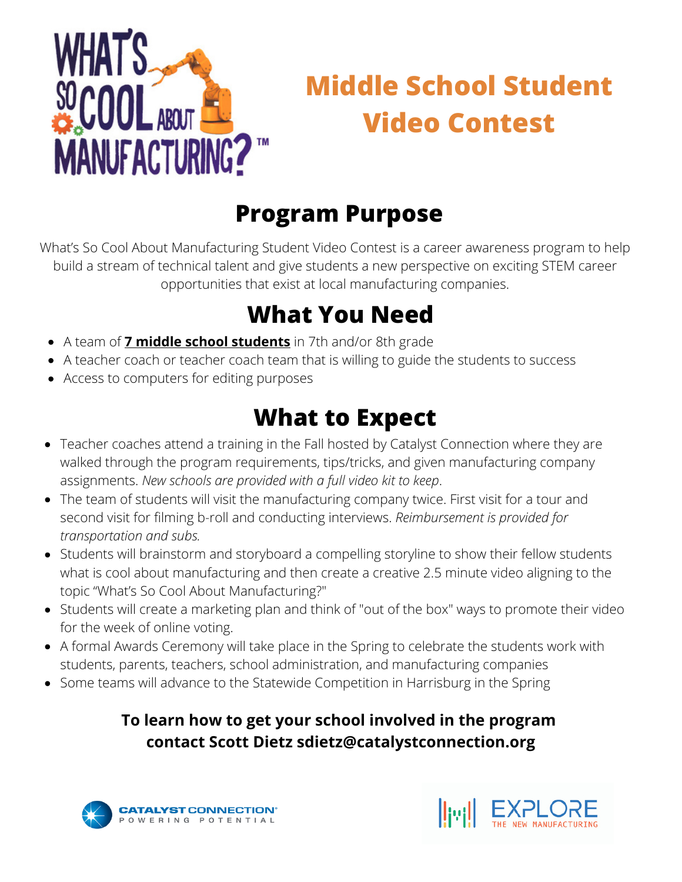WHAT'S SO COOL ABOUT MANUFACTURING?™

# Middle School Student Video Contest

## Program Purpose

What's So Cool About Manufacturing Student Video Contest is a career awareness program to help build a stream of technical talent and give students a new perspective on exciting STEM career opportunities that exist at local manufacturing companies.

## What You Need

- A team of **7 middle school students** in 7th and/or 8th grade
- A teacher coach or teacher coach team that is willing to guide the students to success
- Access to computers for editing purposes

## What to Expect

- Teacher coaches attend a training in the Fall hosted by Catalyst Connection where they are walked through the program requirements, tips/tricks, and given manufacturing company assignments. *New schools are provided with a full video kit to keep*.
- The team of students will visit the manufacturing company twice. First visit for a tour and second visit for filming b-roll and conducting interviews. *Reimbursement is provided for transportation and subs.*
- Students will brainstorm and storyboard a compelling storyline to show their fellow students what is cool about manufacturing and then create a creative 2.5 minute video aligning to the topic "What's So Cool About Manufacturing?"
- Students will create a marketing plan and think of "out of the box" ways to promote their video for the week of online voting.
- A formal Awards Ceremony will take place in the Spring to celebrate the students work with students, parents, teachers, school administration, and manufacturing companies
- Some teams will advance to the Statewide Competition in Harrisburg in the Spring

**To learn how to get your school involved in the program contact Scott Dietz sdietz@catalystconnection.org**

CATALYST CONNECTION® POWERING POTENTIAL

EXPLORE THE NEW MANUFACTURING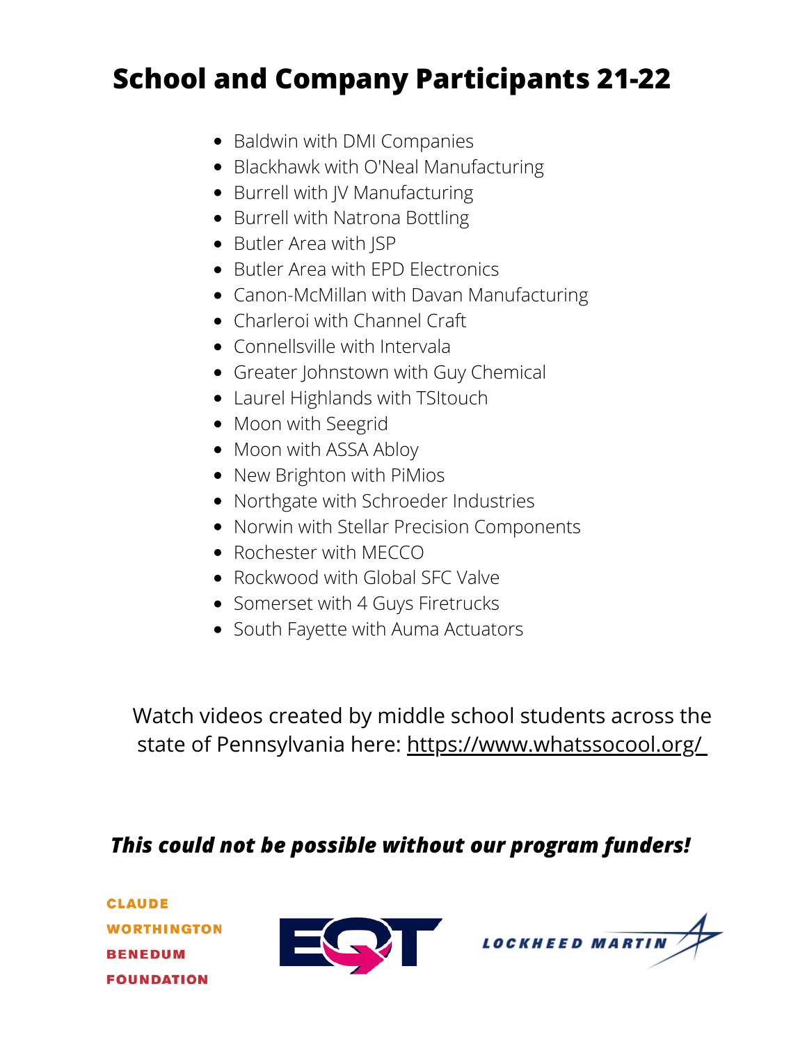# School and Company Participants 21-22

- Baldwin with DMI Companies
- Blackhawk with O'Neal Manufacturing
- Burrell with JV Manufacturing
- Burrell with Natrona Bottling
- Butler Area with JSP
- Butler Area with EPD Electronics
- Canon-McMillan with Davan Manufacturing
- Charleroi with Channel Craft
- Connellsville with Intervala
- Greater Johnstown with Guy Chemical
- Laurel Highlands with TSItouch
- Moon with Seegrid
- Moon with ASSA Abloy
- New Brighton with PiMios
- Northgate with Schroeder Industries
- Norwin with Stellar Precision Components
- Rochester with MECCO
- Rockwood with Global SFC Valve
- Somerset with 4 Guys Firetrucks
- South Fayette with Auma Actuators

Watch videos created by middle school students across the state of Pennsylvania here: https://www.whatssocool.org/

***This could not be possible without our program funders!***

CLAUDE WORTHINGTON BENEDUM FOUNDATION

EQT

LOCKHEED MARTIN